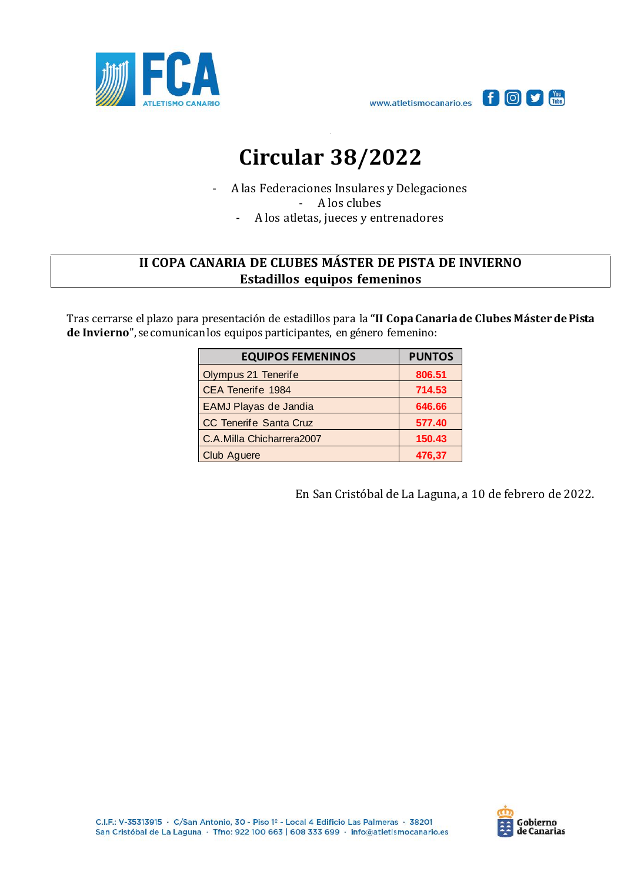# Circular 38/2022

- A las Federaciones Insulares y Delegaciones
- A los clubes
- A los atletas, jueces y entrenadores

## II COPA CANARIA DE CLUBES MÁSTER DE PISTA DE INVIERNO
## Estadillos equipos femeninos

Tras cerrarse el plazo para presentación de estadillos para la **"II Copa Canaria de Clubes Máster de Pista de Invierno**", se comunican los equipos participantes, en género femenino:

| EQUIPOS FEMENINOS | PUNTOS |
|---|---|
| Olympus 21 Tenerife | 806.51 |
| CEA Tenerife 1984 | 714.53 |
| EAMJ Playas de Jandia | 646.66 |
| CC Tenerife Santa Cruz | 577.40 |
| C.A.Milla Chicharrera2007 | 150.43 |
| Club Aguere | 476,37 |

En San Cristóbal de La Laguna, a 10 de febrero de 2022.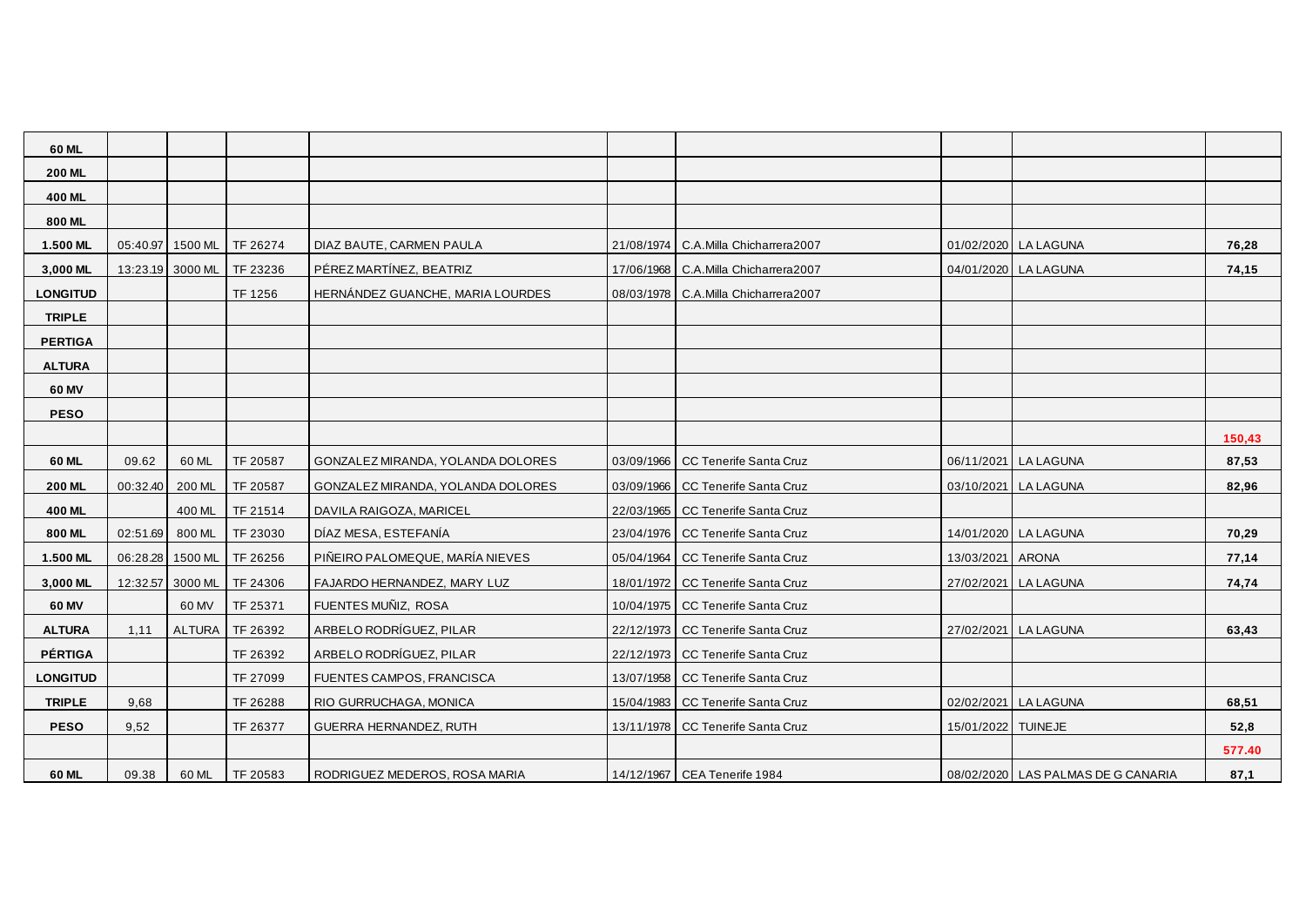| | | | | | | | | | |
|---|---|---|---|---|---|---|---|---|---|
| **60 ML** | | | | | | | | | |
| **200 ML** | | | | | | | | | |
| **400 ML** | | | | | | | | | |
| **800 ML** | | | | | | | | | |
| **1.500 ML** | 05:40.97 | 1500 ML | TF 26274 | DIAZ BAUTE, CARMEN PAULA | 21/08/1974 | C.A.Milla Chicharrera2007 | 01/02/2020 | LA LAGUNA | **76,28** |
| **3,000 ML** | 13:23.19 | 3000 ML | TF 23236 | PÉREZ MARTÍNEZ, BEATRIZ | 17/06/1968 | C.A.Milla Chicharrera2007 | 04/01/2020 | LA LAGUNA | **74,15** |
| **LONGITUD** | | | TF 1256 | HERNÁNDEZ GUANCHE, MARIA LOURDES | 08/03/1978 | C.A.Milla Chicharrera2007 | | | |
| **TRIPLE** | | | | | | | | | |
| **PERTIGA** | | | | | | | | | |
| **ALTURA** | | | | | | | | | |
| **60 MV** | | | | | | | | | |
| **PESO** | | | | | | | | | |
| | | | | | | | | | **150,43** |
| **60 ML** | 09.62 | 60 ML | TF 20587 | GONZALEZ MIRANDA, YOLANDA DOLORES | 03/09/1966 | CC Tenerife Santa Cruz | 06/11/2021 | LA LAGUNA | **87,53** |
| **200 ML** | 00:32.40 | 200 ML | TF 20587 | GONZALEZ MIRANDA, YOLANDA DOLORES | 03/09/1966 | CC Tenerife Santa Cruz | 03/10/2021 | LA LAGUNA | **82,96** |
| **400 ML** | | 400 ML | TF 21514 | DAVILA RAIGOZA, MARICEL | 22/03/1965 | CC Tenerife Santa Cruz | | | |
| **800 ML** | 02:51.69 | 800 ML | TF 23030 | DÍAZ MESA, ESTEFANÍA | 23/04/1976 | CC Tenerife Santa Cruz | 14/01/2020 | LA LAGUNA | **70,29** |
| **1.500 ML** | 06:28.28 | 1500 ML | TF 26256 | PIÑEIRO PALOMEQUE, MARÍA NIEVES | 05/04/1964 | CC Tenerife Santa Cruz | 13/03/2021 | ARONA | **77,14** |
| **3,000 ML** | 12:32.57 | 3000 ML | TF 24306 | FAJARDO HERNANDEZ, MARY LUZ | 18/01/1972 | CC Tenerife Santa Cruz | 27/02/2021 | LA LAGUNA | **74,74** |
| **60 MV** | | 60 MV | TF 25371 | FUENTES MUÑIZ, ROSA | 10/04/1975 | CC Tenerife Santa Cruz | | | |
| **ALTURA** | 1,11 | ALTURA | TF 26392 | ARBELO RODRÍGUEZ, PILAR | 22/12/1973 | CC Tenerife Santa Cruz | 27/02/2021 | LA LAGUNA | **63,43** |
| **PÉRTIGA** | | | TF 26392 | ARBELO RODRÍGUEZ, PILAR | 22/12/1973 | CC Tenerife Santa Cruz | | | |
| **LONGITUD** | | | TF 27099 | FUENTES CAMPOS, FRANCISCA | 13/07/1958 | CC Tenerife Santa Cruz | | | |
| **TRIPLE** | 9,68 | | TF 26288 | RIO GURRUCHAGA, MONICA | 15/04/1983 | CC Tenerife Santa Cruz | 02/02/2021 | LA LAGUNA | **68,51** |
| **PESO** | 9,52 | | TF 26377 | GUERRA HERNANDEZ, RUTH | 13/11/1978 | CC Tenerife Santa Cruz | 15/01/2022 | TUINEJE | **52,8** |
| | | | | | | | | | **577.40** |
| **60 ML** | 09.38 | 60 ML | TF 20583 | RODRIGUEZ MEDEROS, ROSA MARIA | 14/12/1967 | CEA Tenerife 1984 | 08/02/2020 | LAS PALMAS DE G CANARIA | **87,1** |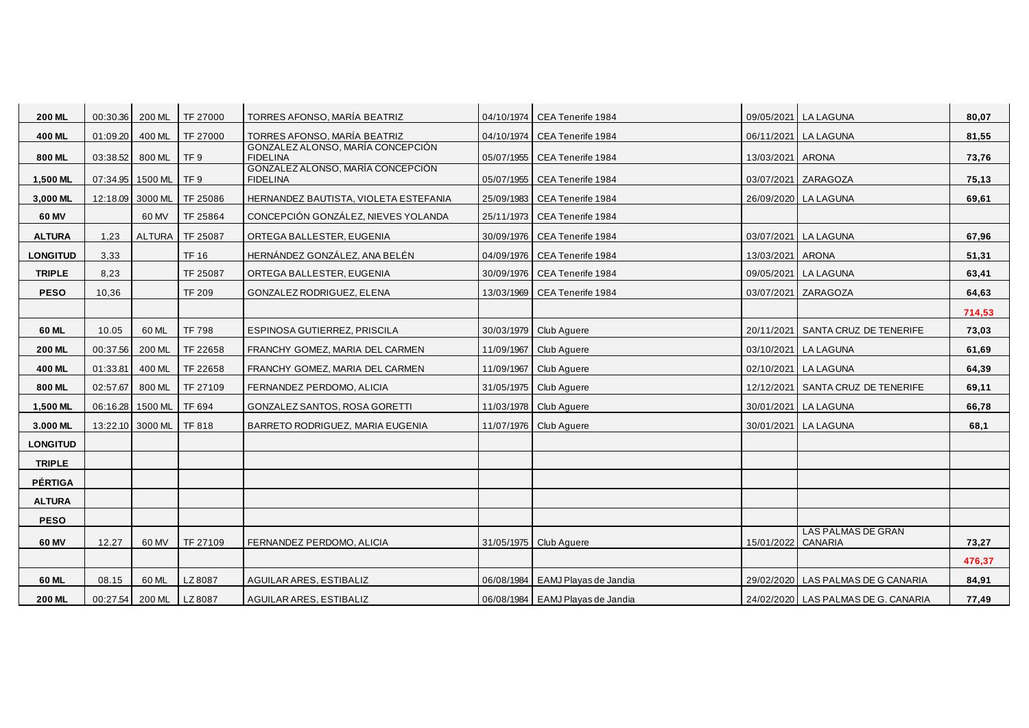| | | | | | | | | | |
|---|---|---|---|---|---|---|---|---|---|
| **200 ML** | 00:30.36 | 200 ML | TF 27000 | TORRES AFONSO, MARÍA BEATRIZ | 04/10/1974 | CEA Tenerife 1984 | 09/05/2021 | LA LAGUNA | **80,07** |
| **400 ML** | 01:09.20 | 400 ML | TF 27000 | TORRES AFONSO, MARÍA BEATRIZ | 04/10/1974 | CEA Tenerife 1984 | 06/11/2021 | LA LAGUNA | **81,55** |
| **800 ML** | 03:38.52 | 800 ML | TF 9 | GONZALEZ ALONSO, MARÍA CONCEPCIÓN FIDELINA | 05/07/1955 | CEA Tenerife 1984 | 13/03/2021 | ARONA | **73,76** |
| **1,500 ML** | 07:34.95 | 1500 ML | TF 9 | GONZALEZ ALONSO, MARÍA CONCEPCIÓN FIDELINA | 05/07/1955 | CEA Tenerife 1984 | 03/07/2021 | ZARAGOZA | **75,13** |
| **3,000 ML** | 12:18.09 | 3000 ML | TF 25086 | HERNANDEZ BAUTISTA, VIOLETA ESTEFANIA | 25/09/1983 | CEA Tenerife 1984 | 26/09/2020 | LA LAGUNA | **69,61** |
| **60 MV** | | 60 MV | TF 25864 | CONCEPCIÓN GONZÁLEZ, NIEVES YOLANDA | 25/11/1973 | CEA Tenerife 1984 | | | |
| **ALTURA** | 1,23 | ALTURA | TF 25087 | ORTEGA BALLESTER, EUGENIA | 30/09/1976 | CEA Tenerife 1984 | 03/07/2021 | LA LAGUNA | **67,96** |
| **LONGITUD** | 3,33 | | TF 16 | HERNÁNDEZ GONZÁLEZ, ANA BELÉN | 04/09/1976 | CEA Tenerife 1984 | 13/03/2021 | ARONA | **51,31** |
| **TRIPLE** | 8,23 | | TF 25087 | ORTEGA BALLESTER, EUGENIA | 30/09/1976 | CEA Tenerife 1984 | 09/05/2021 | LA LAGUNA | **63,41** |
| **PESO** | 10,36 | | TF 209 | GONZALEZ RODRIGUEZ, ELENA | 13/03/1969 | CEA Tenerife 1984 | 03/07/2021 | ZARAGOZA | **64,63** |
| | | | | | | | | | **714,53** |
| **60 ML** | 10.05 | 60 ML | TF 798 | ESPINOSA GUTIERREZ, PRISCILA | 30/03/1979 | Club Aguere | 20/11/2021 | SANTA CRUZ DE TENERIFE | **73,03** |
| **200 ML** | 00:37.56 | 200 ML | TF 22658 | FRANCHY GOMEZ, MARIA DEL CARMEN | 11/09/1967 | Club Aguere | 03/10/2021 | LA LAGUNA | **61,69** |
| **400 ML** | 01:33.81 | 400 ML | TF 22658 | FRANCHY GOMEZ, MARIA DEL CARMEN | 11/09/1967 | Club Aguere | 02/10/2021 | LA LAGUNA | **64,39** |
| **800 ML** | 02:57.67 | 800 ML | TF 27109 | FERNANDEZ PERDOMO, ALICIA | 31/05/1975 | Club Aguere | 12/12/2021 | SANTA CRUZ DE TENERIFE | **69,11** |
| **1,500 ML** | 06:16.28 | 1500 ML | TF 694 | GONZALEZ SANTOS, ROSA GORETTI | 11/03/1978 | Club Aguere | 30/01/2021 | LA LAGUNA | **66,78** |
| **3.000 ML** | 13:22.10 | 3000 ML | TF 818 | BARRETO RODRIGUEZ, MARIA EUGENIA | 11/07/1976 | Club Aguere | 30/01/2021 | LA LAGUNA | **68,1** |
| **LONGITUD** | | | | | | | | | |
| **TRIPLE** | | | | | | | | | |
| **PÉRTIGA** | | | | | | | | | |
| **ALTURA** | | | | | | | | | |
| **PESO** | | | | | | | | | |
| **60 MV** | 12.27 | 60 MV | TF 27109 | FERNANDEZ PERDOMO, ALICIA | 31/05/1975 | Club Aguere | 15/01/2022 | LAS PALMAS DE GRAN CANARIA | **73,27** |
| | | | | | | | | | **476,37** |
| **60 ML** | 08.15 | 60 ML | LZ 8087 | AGUILAR ARES, ESTIBALIZ | 06/08/1984 | EAMJ Playas de Jandia | 29/02/2020 | LAS PALMAS DE G CANARIA | **84,91** |
| **200 ML** | 00:27.54 | 200 ML | LZ 8087 | AGUILAR ARES, ESTIBALIZ | 06/08/1984 | EAMJ Playas de Jandia | 24/02/2020 | LAS PALMAS DE G. CANARIA | **77,49** |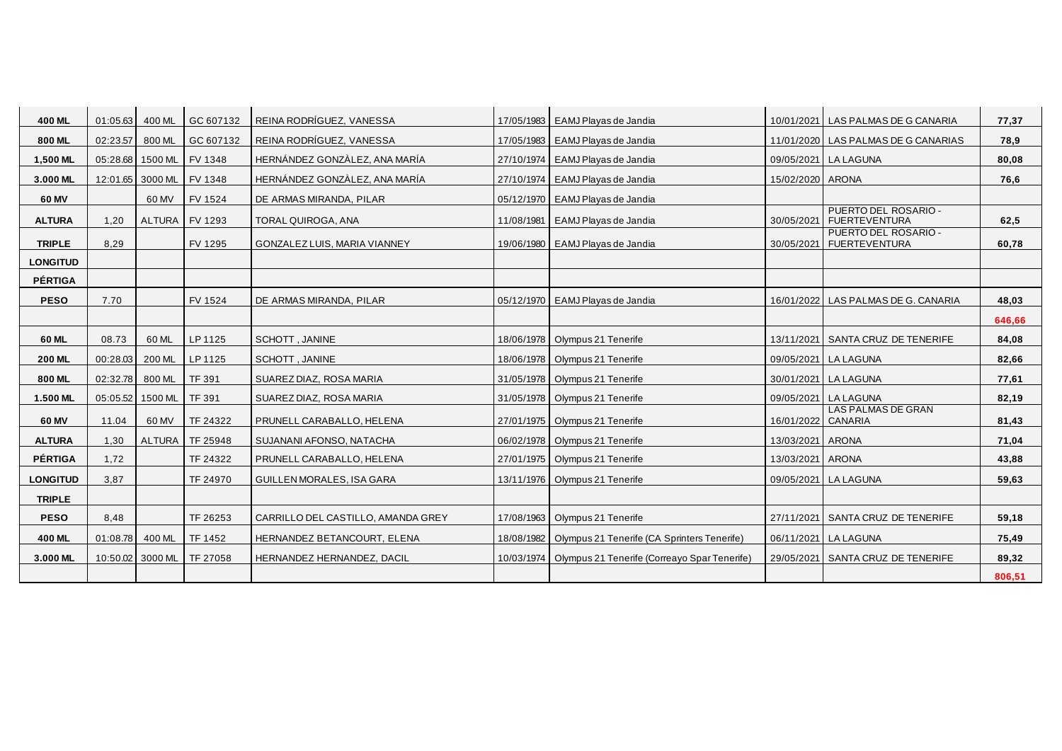| | | | | | | | | | |
|---|---|---|---|---|---|---|---|---|---|
| **400 ML** | 01:05.63 | 400 ML | GC 607132 | REINA RODRÍGUEZ, VANESSA | 17/05/1983 | EAMJ Playas de Jandia | 10/01/2021 | LAS PALMAS DE G CANARIA | **77,37** |
| **800 ML** | 02:23.57 | 800 ML | GC 607132 | REINA RODRÍGUEZ, VANESSA | 17/05/1983 | EAMJ Playas de Jandia | 11/01/2020 | LAS PALMAS DE G CANARIAS | **78,9** |
| **1,500 ML** | 05:28.68 | 1500 ML | FV 1348 | HERNÁNDEZ GONZÀLEZ, ANA MARÍA | 27/10/1974 | EAMJ Playas de Jandia | 09/05/2021 | LA LAGUNA | **80,08** |
| **3.000 ML** | 12:01.65 | 3000 ML | FV 1348 | HERNÁNDEZ GONZÀLEZ, ANA MARÍA | 27/10/1974 | EAMJ Playas de Jandia | 15/02/2020 | ARONA | **76,6** |
| **60 MV** | | 60 MV | FV 1524 | DE ARMAS MIRANDA, PILAR | 05/12/1970 | EAMJ Playas de Jandia | | | |
| **ALTURA** | 1,20 | ALTURA | FV 1293 | TORAL QUIROGA, ANA | 11/08/1981 | EAMJ Playas de Jandia | 30/05/2021 | PUERTO DEL ROSARIO - FUERTEVENTURA | **62,5** |
| **TRIPLE** | 8,29 | | FV 1295 | GONZALEZ LUIS, MARIA VIANNEY | 19/06/1980 | EAMJ Playas de Jandia | 30/05/2021 | PUERTO DEL ROSARIO - FUERTEVENTURA | **60,78** |
| **LONGITUD** | | | | | | | | | |
| **PÉRTIGA** | | | | | | | | | |
| **PESO** | 7.70 | | FV 1524 | DE ARMAS MIRANDA, PILAR | 05/12/1970 | EAMJ Playas de Jandia | 16/01/2022 | LAS PALMAS DE G. CANARIA | **48,03** |
| | | | | | | | | | **646,66** |
| **60 ML** | 08.73 | 60 ML | LP 1125 | SCHOTT , JANINE | 18/06/1978 | Olympus 21 Tenerife | 13/11/2021 | SANTA CRUZ DE TENERIFE | **84,08** |
| **200 ML** | 00:28.03 | 200 ML | LP 1125 | SCHOTT , JANINE | 18/06/1978 | Olympus 21 Tenerife | 09/05/2021 | LA LAGUNA | **82,66** |
| **800 ML** | 02:32.78 | 800 ML | TF 391 | SUAREZ DIAZ, ROSA MARIA | 31/05/1978 | Olympus 21 Tenerife | 30/01/2021 | LA LAGUNA | **77,61** |
| **1.500 ML** | 05:05.52 | 1500 ML | TF 391 | SUAREZ DIAZ, ROSA MARIA | 31/05/1978 | Olympus 21 Tenerife | 09/05/2021 | LA LAGUNA | **82,19** |
| **60 MV** | 11.04 | 60 MV | TF 24322 | PRUNELL CARABALLO, HELENA | 27/01/1975 | Olympus 21 Tenerife | 16/01/2022 | LAS PALMAS DE GRAN CANARIA | **81,43** |
| **ALTURA** | 1,30 | ALTURA | TF 25948 | SUJANANI AFONSO, NATACHA | 06/02/1978 | Olympus 21 Tenerife | 13/03/2021 | ARONA | **71,04** |
| **PÉRTIGA** | 1,72 | | TF 24322 | PRUNELL CARABALLO, HELENA | 27/01/1975 | Olympus 21 Tenerife | 13/03/2021 | ARONA | **43,88** |
| **LONGITUD** | 3,87 | | TF 24970 | GUILLEN MORALES, ISA GARA | 13/11/1976 | Olympus 21 Tenerife | 09/05/2021 | LA LAGUNA | **59,63** |
| **TRIPLE** | | | | | | | | | |
| **PESO** | 8,48 | | TF 26253 | CARRILLO DEL CASTILLO, AMANDA GREY | 17/08/1963 | Olympus 21 Tenerife | 27/11/2021 | SANTA CRUZ DE TENERIFE | **59,18** |
| **400 ML** | 01:08.78 | 400 ML | TF 1452 | HERNANDEZ BETANCOURT, ELENA | 18/08/1982 | Olympus 21 Tenerife (CA Sprinters Tenerife) | 06/11/2021 | LA LAGUNA | **75,49** |
| **3.000 ML** | 10:50.02 | 3000 ML | TF 27058 | HERNANDEZ HERNANDEZ, DACIL | 10/03/1974 | Olympus 21 Tenerife (Correayo Spar Tenerife) | 29/05/2021 | SANTA CRUZ DE TENERIFE | **89,32** |
| | | | | | | | | | **806,51** |